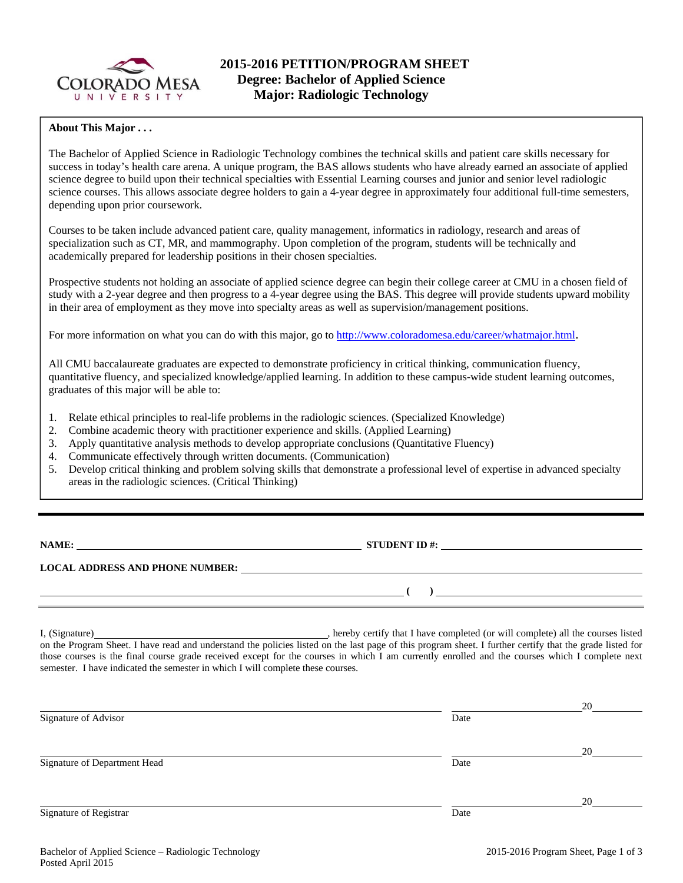# 2015-2016 PETITION/PROGRAM SHEET
## Degree: Bachelor of Applied Science
## Major: Radiologic Technology

**About This Major . . .**

The Bachelor of Applied Science in Radiologic Technology combines the technical skills and patient care skills necessary for success in today's health care arena. A unique program, the BAS allows students who have already earned an associate of applied science degree to build upon their technical specialties with Essential Learning courses and junior and senior level radiologic science courses. This allows associate degree holders to gain a 4-year degree in approximately four additional full-time semesters, depending upon prior coursework.

Courses to be taken include advanced patient care, quality management, informatics in radiology, research and areas of specialization such as CT, MR, and mammography. Upon completion of the program, students will be technically and academically prepared for leadership positions in their chosen specialties.

Prospective students not holding an associate of applied science degree can begin their college career at CMU in a chosen field of study with a 2-year degree and then progress to a 4-year degree using the BAS. This degree will provide students upward mobility in their area of employment as they move into specialty areas as well as supervision/management positions.

For more information on what you can do with this major, go to http://www.coloradomesa.edu/career/whatmajor.html.

All CMU baccalaureate graduates are expected to demonstrate proficiency in critical thinking, communication fluency, quantitative fluency, and specialized knowledge/applied learning. In addition to these campus-wide student learning outcomes, graduates of this major will be able to:

1. Relate ethical principles to real-life problems in the radiologic sciences. (Specialized Knowledge)
2. Combine academic theory with practitioner experience and skills. (Applied Learning)
3. Apply quantitative analysis methods to develop appropriate conclusions (Quantitative Fluency)
4. Communicate effectively through written documents. (Communication)
5. Develop critical thinking and problem solving skills that demonstrate a professional level of expertise in advanced specialty areas in the radiologic sciences. (Critical Thinking)

---

**NAME:** ______________________________ **STUDENT ID #:** ______________________________

**LOCAL ADDRESS AND PHONE NUMBER:** ______________________________

______________________________ **( )** ______________________________

I, (Signature) ______________________________, hereby certify that I have completed (or will complete) all the courses listed on the Program Sheet. I have read and understand the policies listed on the last page of this program sheet. I further certify that the grade listed for those courses is the final course grade received except for the courses in which I am currently enrolled and the courses which I complete next semester. I have indicated the semester in which I will complete these courses.

______________________________ ______________ 20______
Signature of Advisor Date

______________________________ ______________ 20______
Signature of Department Head Date

______________________________ ______________ 20______
Signature of Registrar Date

Bachelor of Applied Science – Radiologic Technology
Posted April 2015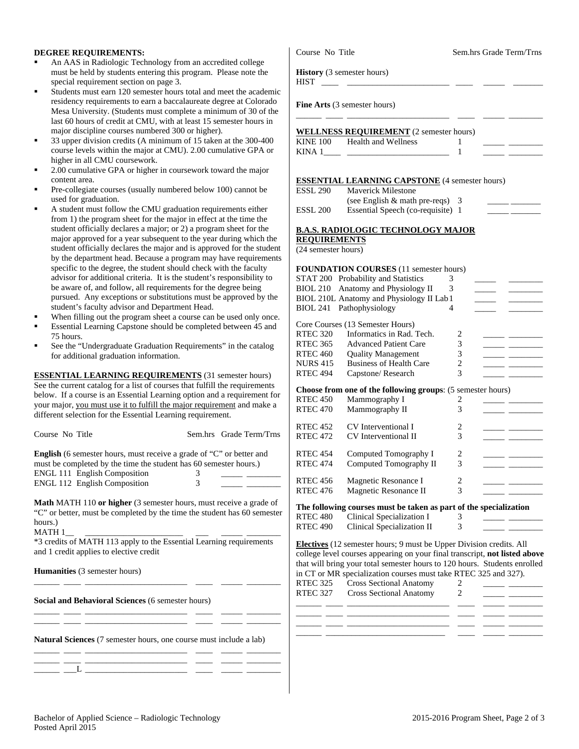**DEGREE REQUIREMENTS:**

- An AAS in Radiologic Technology from an accredited college must be held by students entering this program. Please note the special requirement section on page 3.
- Students must earn 120 semester hours total and meet the academic residency requirements to earn a baccalaureate degree at Colorado Mesa University. (Students must complete a minimum of 30 of the last 60 hours of credit at CMU, with at least 15 semester hours in major discipline courses numbered 300 or higher).
- 33 upper division credits (A minimum of 15 taken at the 300-400 course levels within the major at CMU). 2.00 cumulative GPA or higher in all CMU coursework.
- 2.00 cumulative GPA or higher in coursework toward the major content area.
- Pre-collegiate courses (usually numbered below 100) cannot be used for graduation.
- A student must follow the CMU graduation requirements either from 1) the program sheet for the major in effect at the time the student officially declares a major; or 2) a program sheet for the major approved for a year subsequent to the year during which the student officially declares the major and is approved for the student by the department head. Because a program may have requirements specific to the degree, the student should check with the faculty advisor for additional criteria. It is the student's responsibility to be aware of, and follow, all requirements for the degree being pursued. Any exceptions or substitutions must be approved by the student's faculty advisor and Department Head.
- When filling out the program sheet a course can be used only once.
- Essential Learning Capstone should be completed between 45 and 75 hours.
- See the "Undergraduate Graduation Requirements" in the catalog for additional graduation information.

**ESSENTIAL LEARNING REQUIREMENTS** (31 semester hours)
See the current catalog for a list of courses that fulfill the requirements below. If a course is an Essential Learning option and a requirement for your major, you must use it to fulfill the major requirement and make a different selection for the Essential Learning requirement.

| Course No | Title | Sem.hrs | Grade | Term/Trns |
|---|---|---|---|---|

**English** (6 semester hours, must receive a grade of "C" or better and must be completed by the time the student has 60 semester hours.)

| Course No | Title | Sem.hrs | Grade | Term/Trns |
|---|---|---|---|---|
| ENGL 111 | English Composition | 3 | | |
| ENGL 112 | English Composition | 3 | | |

**Math** MATH 110 **or higher** (3 semester hours, must receive a grade of "C" or better, must be completed by the time the student has 60 semester hours.)

| Course No | Title | Sem.hrs | Grade | Term/Trns |
|---|---|---|---|---|
| MATH 1__ | | | | |

*3 credits of MATH 113 apply to the Essential Learning requirements and 1 credit applies to elective credit

**Humanities** (3 semester hours)

| Course No | Title | Sem.hrs | Grade | Term/Trns |
|---|---|---|---|---|
| | | | | |

**Social and Behavioral Sciences** (6 semester hours)

| Course No | Title | Sem.hrs | Grade | Term/Trns |
|---|---|---|---|---|
| | | | | |
| | | | | |

**Natural Sciences** (7 semester hours, one course must include a lab)

| Course No | Title | Sem.hrs | Grade | Term/Trns |
|---|---|---|---|---|
| | | | | |
| | | | | |
| ___L | | | | |

**History** (3 semester hours)

| Course No | Title | Sem.hrs | Grade | Term/Trns |
|---|---|---|---|---|
| HIST ____ | | | | |

**Fine Arts** (3 semester hours)

| Course No | Title | Sem.hrs | Grade | Term/Trns |
|---|---|---|---|---|
| | | | | |

**WELLNESS REQUIREMENT** (2 semester hours)

| Course No | Title | Sem.hrs | Grade | Term/Trns |
|---|---|---|---|---|
| KINE 100 | Health and Wellness | 1 | | |
| KINA 1____ | | 1 | | |

**ESSENTIAL LEARNING CAPSTONE** (4 semester hours)

| Course No | Title | Sem.hrs | Grade | Term/Trns |
|---|---|---|---|---|
| ESSL 290 | Maverick Milestone (see English & math pre-reqs) | 3 | | |
| ESSL 200 | Essential Speech (co-requisite) | 1 | | |

**B.A.S. RADIOLOGIC TECHNOLOGY MAJOR REQUIREMENTS**
(24 semester hours)

**FOUNDATION COURSES** (11 semester hours)

| Course No | Title | Sem.hrs | Grade | Term/Trns |
|---|---|---|---|---|
| STAT 200 | Probability and Statistics | 3 | | |
| BIOL 210 | Anatomy and Physiology II | 3 | | |
| BIOL 210L | Anatomy and Physiology II Lab | 1 | | |
| BIOL 241 | Pathophysiology | 4 | | |

Core Courses (13 Semester Hours)

| Course No | Title | Sem.hrs | Grade | Term/Trns |
|---|---|---|---|---|
| RTEC 320 | Informatics in Rad. Tech. | 2 | | |
| RTEC 365 | Advanced Patient Care | 3 | | |
| RTEC 460 | Quality Management | 3 | | |
| NURS 415 | Business of Health Care | 2 | | |
| RTEC 494 | Capstone/ Research | 3 | | |

**Choose from one of the following groups**: (5 semester hours)

| Course No | Title | Sem.hrs | Grade | Term/Trns |
|---|---|---|---|---|
| RTEC 450 | Mammography I | 2 | | |
| RTEC 470 | Mammography II | 3 | | |
| RTEC 452 | CV Interventional I | 2 | | |
| RTEC 472 | CV Interventional II | 3 | | |
| RTEC 454 | Computed Tomography I | 2 | | |
| RTEC 474 | Computed Tomography II | 3 | | |
| RTEC 456 | Magnetic Resonance I | 2 | | |
| RTEC 476 | Magnetic Resonance II | 3 | | |

**The following courses must be taken as part of the specialization**

| Course No | Title | Sem.hrs | Grade | Term/Trns |
|---|---|---|---|---|
| RTEC 480 | Clinical Specialization I | 3 | | |
| RTEC 490 | Clinical Specialization II | 3 | | |

**Electives** (12 semester hours; 9 must be Upper Division credits. All college level courses appearing on your final transcript, **not listed above** that will bring your total semester hours to 120 hours. Students enrolled in CT or MR specialization courses must take RTEC 325 and 327).

| Course No | Title | Sem.hrs | Grade | Term/Trns |
|---|---|---|---|---|
| RTEC 325 | Cross Sectional Anatomy | 2 | | |
| RTEC 327 | Cross Sectional Anatomy | 2 | | |
| | | | | |
| | | | | |
| | | | | |
| | | | | |
| | | | | |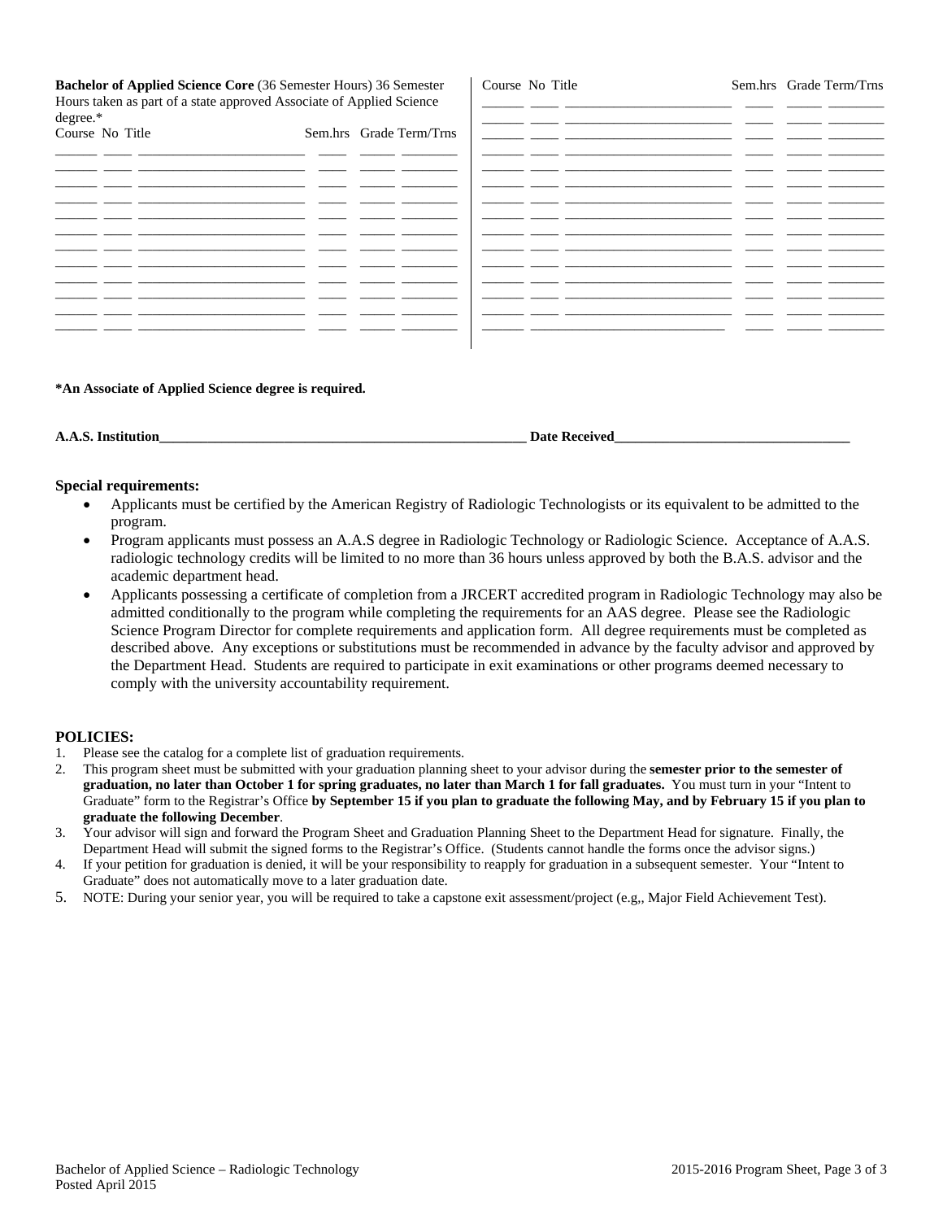**Bachelor of Applied Science Core** (36 Semester Hours) 36 Semester Hours taken as part of a state approved Associate of Applied Science degree.*

| Course | No | Title | Sem.hrs | Grade | Term/Trns |
|---|---|---|---|---|---|
| | | | | | |
| | | | | | |
| | | | | | |
| | | | | | |
| | | | | | |
| | | | | | |
| | | | | | |
| | | | | | |
| | | | | | |
| | | | | | |
| | | | | | |
| | | | | | |

| Course | No | Title | Sem.hrs | Grade | Term/Trns |
|---|---|---|---|---|---|
| | | | | | |
| | | | | | |
| | | | | | |
| | | | | | |
| | | | | | |
| | | | | | |
| | | | | | |
| | | | | | |
| | | | | | |
| | | | | | |
| | | | | | |
| | | | | | |
| | | | | | |
| | | | | | |
| | | | | | |

**\*An Associate of Applied Science degree is required.**

**A.A.S. Institution**_______________________________________________________ **Date Received**__________________________________

### Special requirements:

- Applicants must be certified by the American Registry of Radiologic Technologists or its equivalent to be admitted to the program.
- Program applicants must possess an A.A.S degree in Radiologic Technology or Radiologic Science. Acceptance of A.A.S. radiologic technology credits will be limited to no more than 36 hours unless approved by both the B.A.S. advisor and the academic department head.
- Applicants possessing a certificate of completion from a JRCERT accredited program in Radiologic Technology may also be admitted conditionally to the program while completing the requirements for an AAS degree. Please see the Radiologic Science Program Director for complete requirements and application form. All degree requirements must be completed as described above. Any exceptions or substitutions must be recommended in advance by the faculty advisor and approved by the Department Head. Students are required to participate in exit examinations or other programs deemed necessary to comply with the university accountability requirement.

### POLICIES:

1. Please see the catalog for a complete list of graduation requirements.
2. This program sheet must be submitted with your graduation planning sheet to your advisor during the **semester prior to the semester of graduation, no later than October 1 for spring graduates, no later than March 1 for fall graduates.** You must turn in your "Intent to Graduate" form to the Registrar's Office **by September 15 if you plan to graduate the following May, and by February 15 if you plan to graduate the following December**.
3. Your advisor will sign and forward the Program Sheet and Graduation Planning Sheet to the Department Head for signature. Finally, the Department Head will submit the signed forms to the Registrar's Office. (Students cannot handle the forms once the advisor signs.)
4. If your petition for graduation is denied, it will be your responsibility to reapply for graduation in a subsequent semester. Your "Intent to Graduate" does not automatically move to a later graduation date.
5. NOTE: During your senior year, you will be required to take a capstone exit assessment/project (e.g,, Major Field Achievement Test).